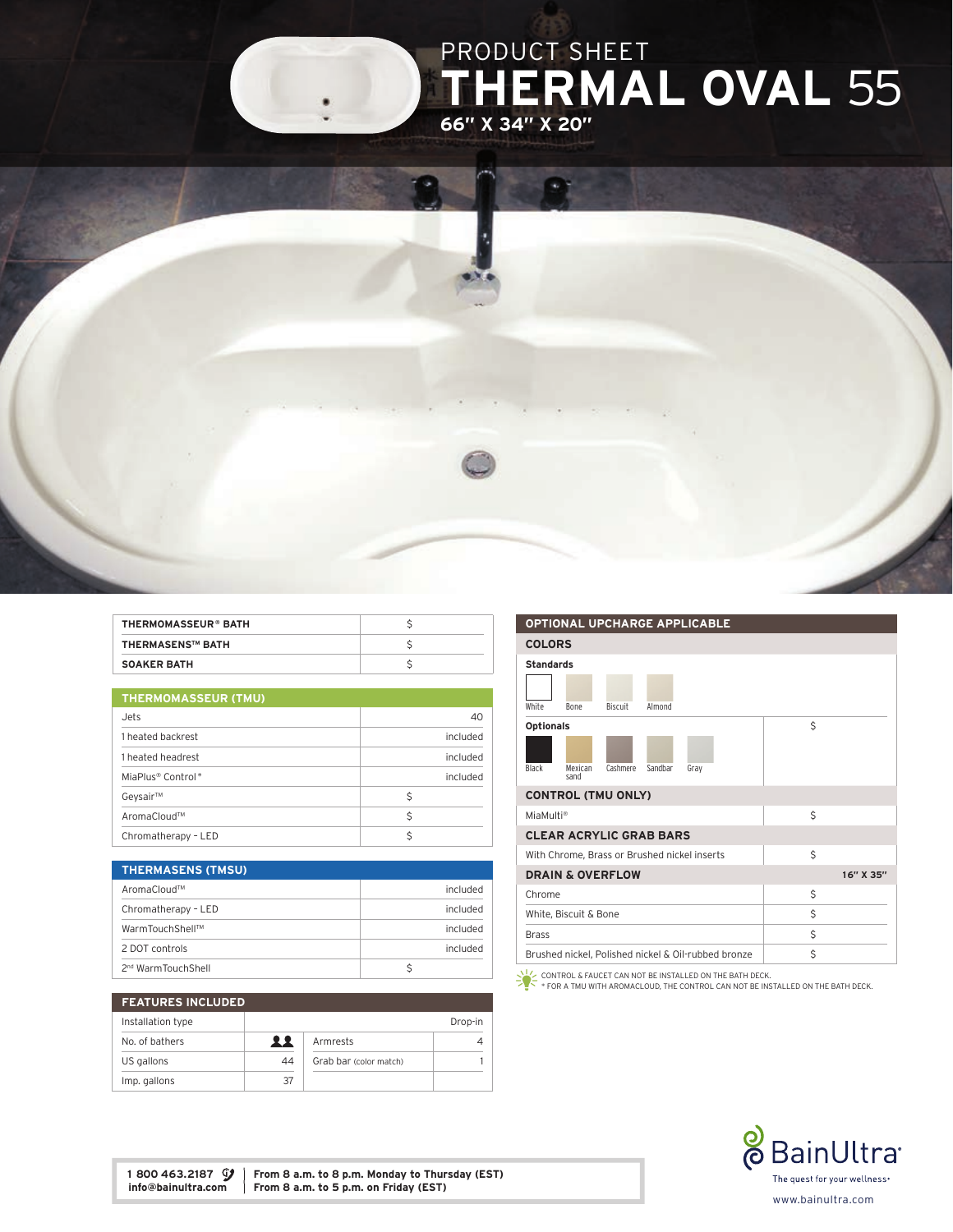# PRODUCT SHEET

# THERMAL OVAL 55

**66" X 34" X 20"**

| THERMOMASSEUR® BATH | $ |
|---|---|
| THERMASENS™ BATH | $ |
| SOAKER BATH | $ |

| THERMOMASSEUR (TMU) | |
|---|---|
| Jets | 40 |
| 1 heated backrest | included |
| 1 heated headrest | included |
| MiaPlus® Control* | included |
| Geysair™ | $ |
| AromaCloud™ | $ |
| Chromatherapy - LED | $ |

| THERMASENS (TMSU) | |
|---|---|
| AromaCloud™ | included |
| Chromatherapy - LED | included |
| WarmTouchShell™ | included |
| 2 DOT controls | included |
| 2nd WarmTouchShell | $ |

| FEATURES INCLUDED | | | |
|---|---|---|---|
| Installation type | | | Drop-in |
| No. of bathers | 2 | Armrests | 4 |
| US gallons | 44 | Grab bar (color match) | 1 |
| Imp. gallons | 37 | | |

| OPTIONAL UPCHARGE APPLICABLE | |
|---|---|
| **COLORS** | |
| **Standards**: White, Bone, Biscuit, Almond | |
| **Optionals**: Black, Mexican sand, Cashmere, Sandbar, Gray | $ |
| **CONTROL (TMU ONLY)** | |
| MiaMulti® | $ |
| **CLEAR ACRYLIC GRAB BARS** | |
| With Chrome, Brass or Brushed nickel inserts | $ |
| **DRAIN & OVERFLOW** | **16" X 35"** |
| Chrome | $ |
| White, Biscuit & Bone | $ |
| Brass | $ |
| Brushed nickel, Polished nickel & Oil-rubbed bronze | $ |

CONTROL & FAUCET CAN NOT BE INSTALLED ON THE BATH DECK.
* FOR A TMU WITH AROMACLOUD, THE CONTROL CAN NOT BE INSTALLED ON THE BATH DECK.

**1 800 463.2187**
**info@bainultra.com**

**From 8 a.m. to 8 p.m. Monday to Thursday (EST)**
**From 8 a.m. to 5 p.m. on Friday (EST)**

BainUltra
The quest for your wellness
www.bainultra.com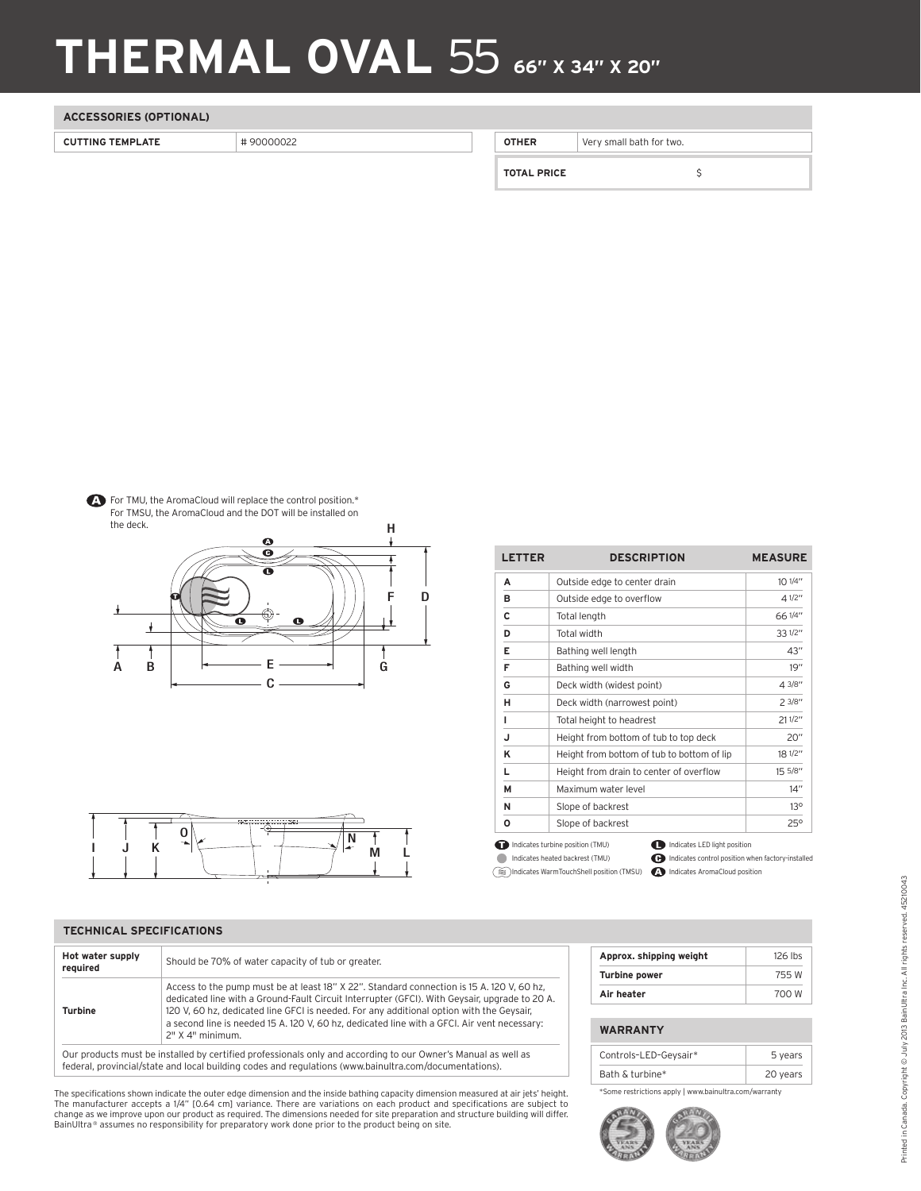# THERMAL OVAL 55 66" X 34" X 20"

## ACCESSORIES (OPTIONAL)

| | |
|---|---|
| CUTTING TEMPLATE | # 90000022 |

| | |
|---|---|
| OTHER | Very small bath for two. |
| TOTAL PRICE | $ |

For TMU, the AromaCloud will replace the control position.* For TMSU, the AromaCloud and the DOT will be installed on the deck.

| LETTER | DESCRIPTION | MEASURE |
|---|---|---|
| A | Outside edge to center drain | 10 1/4" |
| B | Outside edge to overflow | 4 1/2" |
| C | Total length | 66 1/4" |
| D | Total width | 33 1/2" |
| E | Bathing well length | 43" |
| F | Bathing well width | 19" |
| G | Deck width (widest point) | 4 3/8" |
| H | Deck width (narrowest point) | 2 3/8" |
| I | Total height to headrest | 21 1/2" |
| J | Height from bottom of tub to top deck | 20" |
| K | Height from bottom of tub to bottom of lip | 18 1/2" |
| L | Height from drain to center of overflow | 15 5/8" |
| M | Maximum water level | 14" |
| N | Slope of backrest | 13° |
| O | Slope of backrest | 25° |

- T: Indicates turbine position (TMU)
- Indicates heated backrest (TMU)
- Indicates WarmTouchShell position (TMSU)
- L: Indicates LED light position
- C: Indicates control position when factory-installed
- A: Indicates AromaCloud position

## TECHNICAL SPECIFICATIONS

| | |
|---|---|
| Hot water supply required | Should be 70% of water capacity of tub or greater. |
| Turbine | Access to the pump must be at least 18" X 22". Standard connection is 15 A. 120 V, 60 hz, dedicated line with a Ground-Fault Circuit Interrupter (GFCI). With Geysair, upgrade to 20 A. 120 V, 60 hz, dedicated line GFCI is needed. For any additional option with the Geysair, a second line is needed 15 A. 120 V, 60 hz, dedicated line with a GFCI. Air vent necessary: 2" X 4" minimum. |

Our products must be installed by certified professionals only and according to our Owner's Manual as well as federal, provincial/state and local building codes and regulations (www.bainultra.com/documentations).

| | |
|---|---|
| Approx. shipping weight | 126 lbs |
| Turbine power | 755 W |
| Air heater | 700 W |

## WARRANTY

| | |
|---|---|
| Controls–LED–Geysair* | 5 years |
| Bath & turbine* | 20 years |

*Some restrictions apply | www.bainultra.com/warranty

The specifications shown indicate the outer edge dimension and the inside bathing capacity dimension measured at air jets' height. The manufacturer accepts a 1/4" [0.64 cm] variance. There are variations on each product and specifications are subject to change as we improve upon our product as required. The dimensions needed for site preparation and structure building will differ. BainUltra® assumes no responsibility for preparatory work done prior to the product being on site.

Printed in Canada. Copyright © July 2013 BainUltra Inc. All rights reserved. 45210043